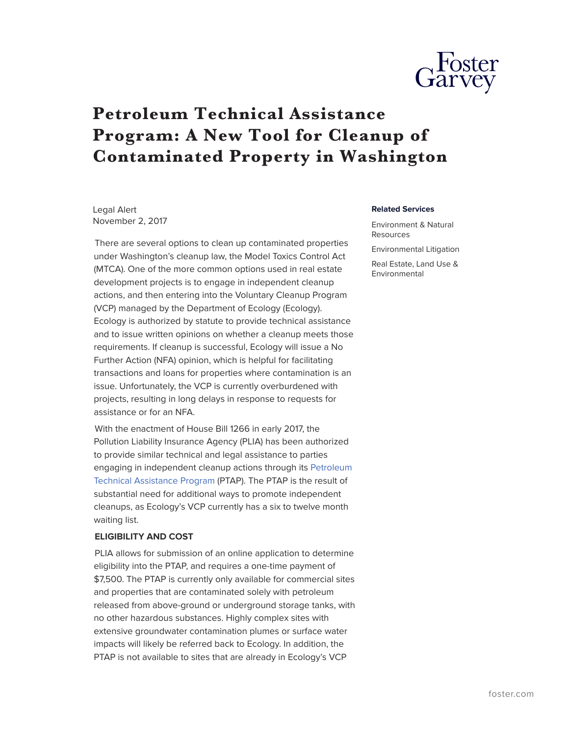# Petroleum Technical Assistance Program: A New Tool for Cleanup of Contaminated Property in Washington

Legal Alert
November 2, 2017

There are several options to clean up contaminated properties under Washington's cleanup law, the Model Toxics Control Act (MTCA). One of the more common options used in real estate development projects is to engage in independent cleanup actions, and then entering into the Voluntary Cleanup Program (VCP) managed by the Department of Ecology (Ecology). Ecology is authorized by statute to provide technical assistance and to issue written opinions on whether a cleanup meets those requirements. If cleanup is successful, Ecology will issue a No Further Action (NFA) opinion, which is helpful for facilitating transactions and loans for properties where contamination is an issue. Unfortunately, the VCP is currently overburdened with projects, resulting in long delays in response to requests for assistance or for an NFA.

With the enactment of House Bill 1266 in early 2017, the Pollution Liability Insurance Agency (PLIA) has been authorized to provide similar technical and legal assistance to parties engaging in independent cleanup actions through its Petroleum Technical Assistance Program (PTAP). The PTAP is the result of substantial need for additional ways to promote independent cleanups, as Ecology's VCP currently has a six to twelve month waiting list.

**ELIGIBILITY AND COST**

PLIA allows for submission of an online application to determine eligibility into the PTAP, and requires a one-time payment of $7,500. The PTAP is currently only available for commercial sites and properties that are contaminated solely with petroleum released from above-ground or underground storage tanks, with no other hazardous substances. Highly complex sites with extensive groundwater contamination plumes or surface water impacts will likely be referred back to Ecology. In addition, the PTAP is not available to sites that are already in Ecology's VCP

**Related Services**

Environment & Natural Resources

Environmental Litigation

Real Estate, Land Use & Environmental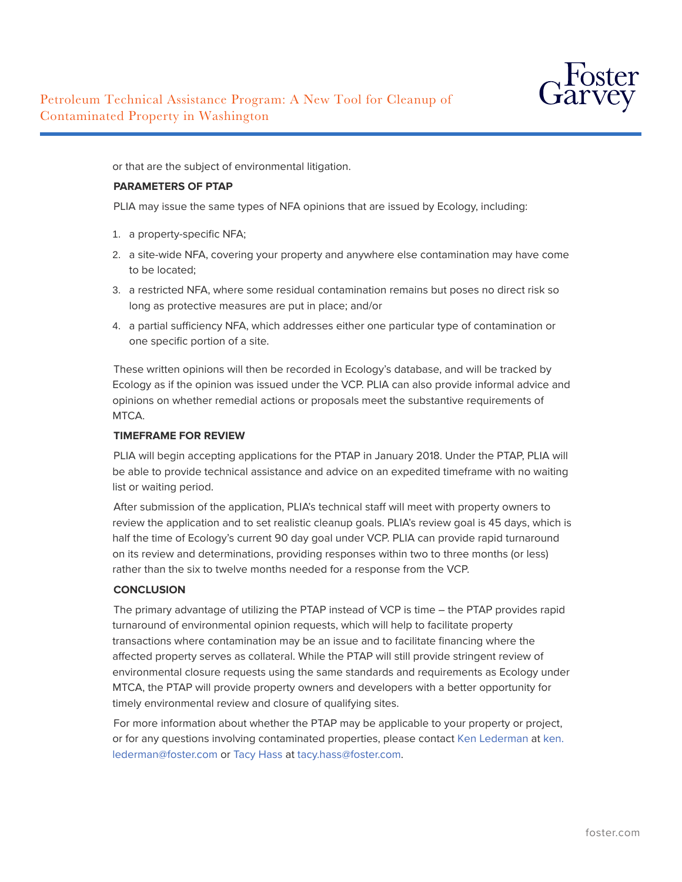or that are the subject of environmental litigation.

**PARAMETERS OF PTAP**

PLIA may issue the same types of NFA opinions that are issued by Ecology, including:

1. a property-specific NFA;
2. a site-wide NFA, covering your property and anywhere else contamination may have come to be located;
3. a restricted NFA, where some residual contamination remains but poses no direct risk so long as protective measures are put in place; and/or
4. a partial sufficiency NFA, which addresses either one particular type of contamination or one specific portion of a site.

These written opinions will then be recorded in Ecology's database, and will be tracked by Ecology as if the opinion was issued under the VCP. PLIA can also provide informal advice and opinions on whether remedial actions or proposals meet the substantive requirements of MTCA.

**TIMEFRAME FOR REVIEW**

PLIA will begin accepting applications for the PTAP in January 2018. Under the PTAP, PLIA will be able to provide technical assistance and advice on an expedited timeframe with no waiting list or waiting period.

After submission of the application, PLIA's technical staff will meet with property owners to review the application and to set realistic cleanup goals. PLIA's review goal is 45 days, which is half the time of Ecology's current 90 day goal under VCP. PLIA can provide rapid turnaround on its review and determinations, providing responses within two to three months (or less) rather than the six to twelve months needed for a response from the VCP.

**CONCLUSION**

The primary advantage of utilizing the PTAP instead of VCP is time – the PTAP provides rapid turnaround of environmental opinion requests, which will help to facilitate property transactions where contamination may be an issue and to facilitate financing where the affected property serves as collateral. While the PTAP will still provide stringent review of environmental closure requests using the same standards and requirements as Ecology under MTCA, the PTAP will provide property owners and developers with a better opportunity for timely environmental review and closure of qualifying sites.

For more information about whether the PTAP may be applicable to your property or project, or for any questions involving contaminated properties, please contact Ken Lederman at ken.lederman@foster.com or Tacy Hass at tacy.hass@foster.com.